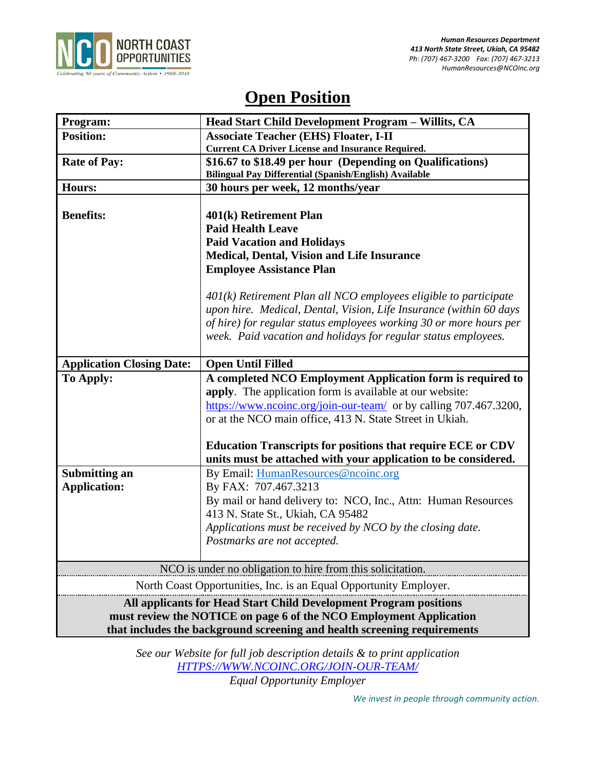NORTH COAST OPPORTUNITIES

*Celebrating 50 years of Community Action • 1968-2018*

***Human Resources Department***
***413 North State Street, Ukiah, CA 95482***
*Ph: (707) 467-3200 Fax: (707) 467-3213*
*HumanResources@NCOInc.org*

# Open Position

| | |
|---|---|
| **Program:** | **Head Start Child Development Program – Willits, CA** |
| **Position:** | **Associate Teacher (EHS) Floater, I-II**<br>**Current CA Driver License and Insurance Required.** |
| **Rate of Pay:** | **$16.67 to $18.49 per hour (Depending on Qualifications)**<br>**Bilingual Pay Differential (Spanish/English) Available** |
| **Hours:** | **30 hours per week, 12 months/year** |
| **Benefits:** | **401(k) Retirement Plan**<br>**Paid Health Leave**<br>**Paid Vacation and Holidays**<br>**Medical, Dental, Vision and Life Insurance**<br>**Employee Assistance Plan**<br><br>*401(k) Retirement Plan all NCO employees eligible to participate upon hire. Medical, Dental, Vision, Life Insurance (within 60 days of hire) for regular status employees working 30 or more hours per week. Paid vacation and holidays for regular status employees.* |
| **Application Closing Date:** | **Open Until Filled** |
| **To Apply:** | **A completed NCO Employment Application form is required to apply**. The application form is available at our website: https://www.ncoinc.org/join-our-team/ or by calling 707.467.3200, or at the NCO main office, 413 N. State Street in Ukiah.<br><br>**Education Transcripts for positions that require ECE or CDV units must be attached with your application to be considered.** |
| **Submitting an Application:** | By Email: HumanResources@ncoinc.org<br>By FAX: 707.467.3213<br>By mail or hand delivery to: NCO, Inc., Attn: Human Resources 413 N. State St., Ukiah, CA 95482<br>*Applications must be received by NCO by the closing date. Postmarks are not accepted.* |

NCO is under no obligation to hire from this solicitation.

North Coast Opportunities, Inc. is an Equal Opportunity Employer.

**All applicants for Head Start Child Development Program positions must review the NOTICE on page 6 of the NCO Employment Application that includes the background screening and health screening requirements**

*See our Website for full job description details & to print application*
*HTTPS://WWW.NCOINC.ORG/JOIN-OUR-TEAM/*
*Equal Opportunity Employer*

*We invest in people through community action.*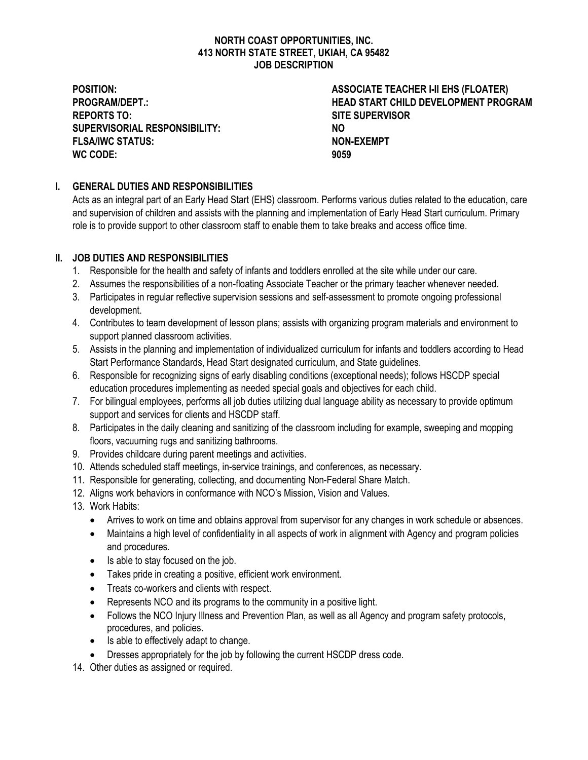**NORTH COAST OPPORTUNITIES, INC.**
**413 NORTH STATE STREET, UKIAH, CA 95482**
**JOB DESCRIPTION**

| | |
|---|---|
| **POSITION:** | **ASSOCIATE TEACHER I-II EHS (FLOATER)** |
| **PROGRAM/DEPT.:** | **HEAD START CHILD DEVELOPMENT PROGRAM** |
| **REPORTS TO:** | **SITE SUPERVISOR** |
| **SUPERVISORIAL RESPONSIBILITY:** | **NO** |
| **FLSA/IWC STATUS:** | **NON-EXEMPT** |
| **WC CODE:** | **9059** |

## I. GENERAL DUTIES AND RESPONSIBILITIES

Acts as an integral part of an Early Head Start (EHS) classroom. Performs various duties related to the education, care and supervision of children and assists with the planning and implementation of Early Head Start curriculum. Primary role is to provide support to other classroom staff to enable them to take breaks and access office time.

## II. JOB DUTIES AND RESPONSIBILITIES

1. Responsible for the health and safety of infants and toddlers enrolled at the site while under our care.
2. Assumes the responsibilities of a non-floating Associate Teacher or the primary teacher whenever needed.
3. Participates in regular reflective supervision sessions and self-assessment to promote ongoing professional development.
4. Contributes to team development of lesson plans; assists with organizing program materials and environment to support planned classroom activities.
5. Assists in the planning and implementation of individualized curriculum for infants and toddlers according to Head Start Performance Standards, Head Start designated curriculum, and State guidelines.
6. Responsible for recognizing signs of early disabling conditions (exceptional needs); follows HSCDP special education procedures implementing as needed special goals and objectives for each child.
7. For bilingual employees, performs all job duties utilizing dual language ability as necessary to provide optimum support and services for clients and HSCDP staff.
8. Participates in the daily cleaning and sanitizing of the classroom including for example, sweeping and mopping floors, vacuuming rugs and sanitizing bathrooms.
9. Provides childcare during parent meetings and activities.
10. Attends scheduled staff meetings, in-service trainings, and conferences, as necessary.
11. Responsible for generating, collecting, and documenting Non-Federal Share Match.
12. Aligns work behaviors in conformance with NCO's Mission, Vision and Values.
13. Work Habits:
    - Arrives to work on time and obtains approval from supervisor for any changes in work schedule or absences.
    - Maintains a high level of confidentiality in all aspects of work in alignment with Agency and program policies and procedures.
    - Is able to stay focused on the job.
    - Takes pride in creating a positive, efficient work environment.
    - Treats co-workers and clients with respect.
    - Represents NCO and its programs to the community in a positive light.
    - Follows the NCO Injury Illness and Prevention Plan, as well as all Agency and program safety protocols, procedures, and policies.
    - Is able to effectively adapt to change.
    - Dresses appropriately for the job by following the current HSCDP dress code.
14. Other duties as assigned or required.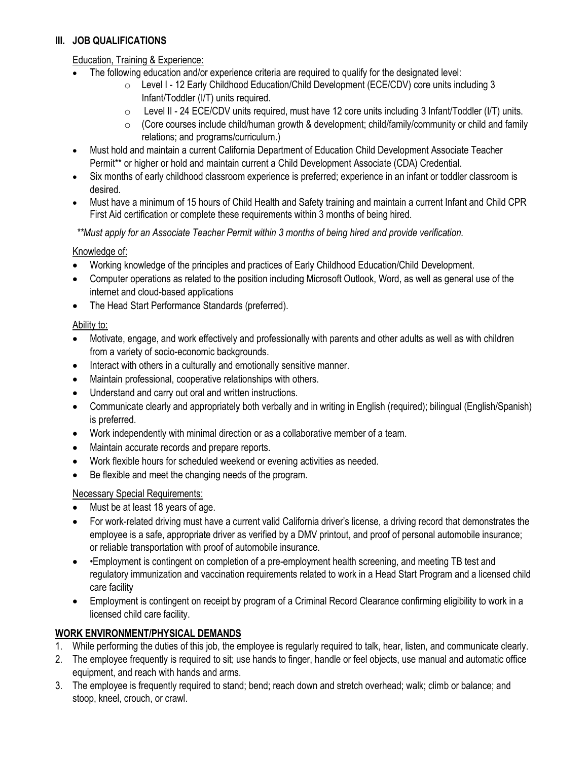## III. JOB QUALIFICATIONS

Education, Training & Experience:

- The following education and/or experience criteria are required to qualify for the designated level:
  - Level I - 12 Early Childhood Education/Child Development (ECE/CDV) core units including 3 Infant/Toddler (I/T) units required.
  - Level II - 24 ECE/CDV units required, must have 12 core units including 3 Infant/Toddler (I/T) units.
  - (Core courses include child/human growth & development; child/family/community or child and family relations; and programs/curriculum.)
- Must hold and maintain a current California Department of Education Child Development Associate Teacher Permit** or higher or hold and maintain current a Child Development Associate (CDA) Credential.
- Six months of early childhood classroom experience is preferred; experience in an infant or toddler classroom is desired.
- Must have a minimum of 15 hours of Child Health and Safety training and maintain a current Infant and Child CPR First Aid certification or complete these requirements within 3 months of being hired.

*\*\*Must apply for an Associate Teacher Permit within 3 months of being hired and provide verification.*

Knowledge of:

- Working knowledge of the principles and practices of Early Childhood Education/Child Development.
- Computer operations as related to the position including Microsoft Outlook, Word, as well as general use of the internet and cloud-based applications
- The Head Start Performance Standards (preferred).

Ability to:

- Motivate, engage, and work effectively and professionally with parents and other adults as well as with children from a variety of socio-economic backgrounds.
- Interact with others in a culturally and emotionally sensitive manner.
- Maintain professional, cooperative relationships with others.
- Understand and carry out oral and written instructions.
- Communicate clearly and appropriately both verbally and in writing in English (required); bilingual (English/Spanish) is preferred.
- Work independently with minimal direction or as a collaborative member of a team.
- Maintain accurate records and prepare reports.
- Work flexible hours for scheduled weekend or evening activities as needed.
- Be flexible and meet the changing needs of the program.

Necessary Special Requirements:

- Must be at least 18 years of age.
- For work-related driving must have a current valid California driver's license, a driving record that demonstrates the employee is a safe, appropriate driver as verified by a DMV printout, and proof of personal automobile insurance; or reliable transportation with proof of automobile insurance.
- •Employment is contingent on completion of a pre-employment health screening, and meeting TB test and regulatory immunization and vaccination requirements related to work in a Head Start Program and a licensed child care facility
- Employment is contingent on receipt by program of a Criminal Record Clearance confirming eligibility to work in a licensed child care facility.

## WORK ENVIRONMENT/PHYSICAL DEMANDS

1. While performing the duties of this job, the employee is regularly required to talk, hear, listen, and communicate clearly.
2. The employee frequently is required to sit; use hands to finger, handle or feel objects, use manual and automatic office equipment, and reach with hands and arms.
3. The employee is frequently required to stand; bend; reach down and stretch overhead; walk; climb or balance; and stoop, kneel, crouch, or crawl.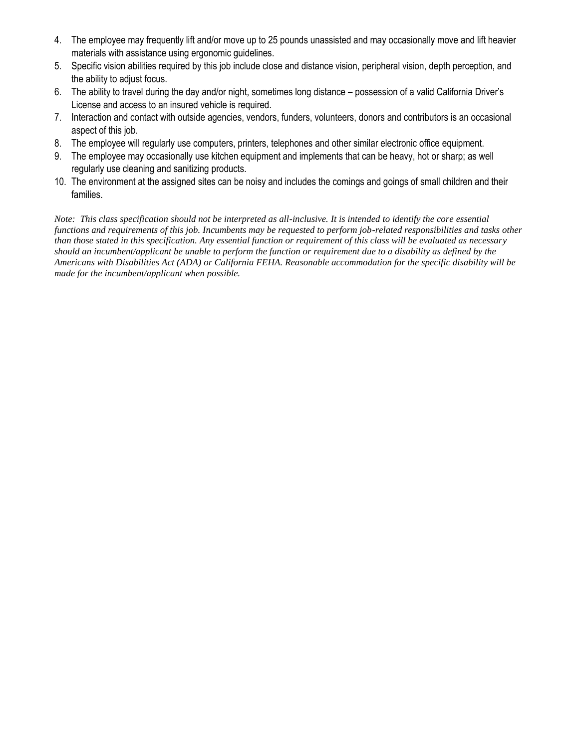4. The employee may frequently lift and/or move up to 25 pounds unassisted and may occasionally move and lift heavier materials with assistance using ergonomic guidelines.
5. Specific vision abilities required by this job include close and distance vision, peripheral vision, depth perception, and the ability to adjust focus.
6. The ability to travel during the day and/or night, sometimes long distance – possession of a valid California Driver's License and access to an insured vehicle is required.
7. Interaction and contact with outside agencies, vendors, funders, volunteers, donors and contributors is an occasional aspect of this job.
8. The employee will regularly use computers, printers, telephones and other similar electronic office equipment.
9. The employee may occasionally use kitchen equipment and implements that can be heavy, hot or sharp; as well regularly use cleaning and sanitizing products.
10. The environment at the assigned sites can be noisy and includes the comings and goings of small children and their families.

*Note: This class specification should not be interpreted as all-inclusive. It is intended to identify the core essential functions and requirements of this job. Incumbents may be requested to perform job-related responsibilities and tasks other than those stated in this specification. Any essential function or requirement of this class will be evaluated as necessary should an incumbent/applicant be unable to perform the function or requirement due to a disability as defined by the Americans with Disabilities Act (ADA) or California FEHA. Reasonable accommodation for the specific disability will be made for the incumbent/applicant when possible.*